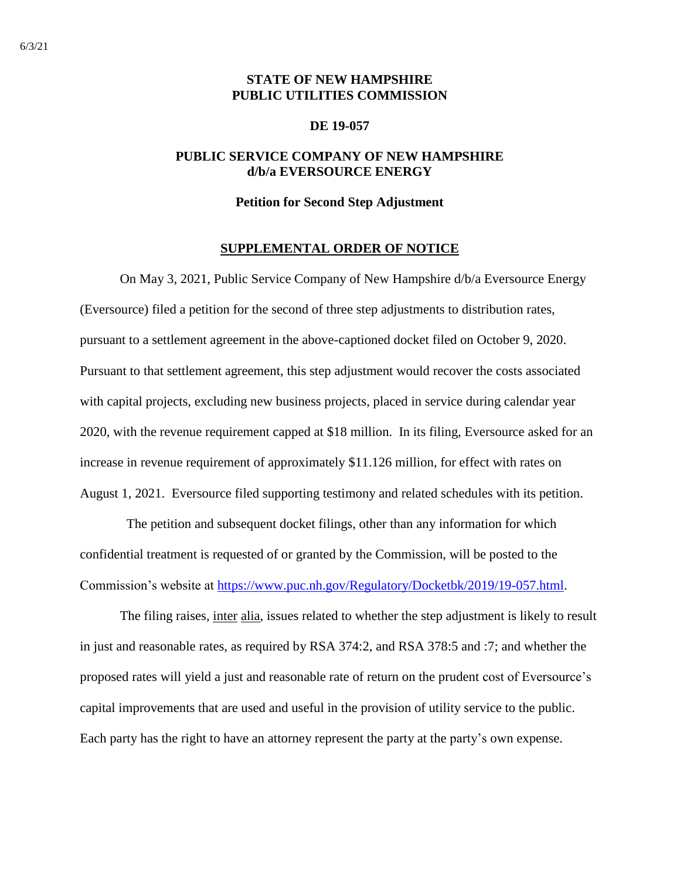6/3/21

**STATE OF NEW HAMPSHIRE**
**PUBLIC UTILITIES COMMISSION**

**DE 19-057**

**PUBLIC SERVICE COMPANY OF NEW HAMPSHIRE**
**d/b/a EVERSOURCE ENERGY**

**Petition for Second Step Adjustment**

**SUPPLEMENTAL ORDER OF NOTICE**

On May 3, 2021, Public Service Company of New Hampshire d/b/a Eversource Energy (Eversource) filed a petition for the second of three step adjustments to distribution rates, pursuant to a settlement agreement in the above-captioned docket filed on October 9, 2020. Pursuant to that settlement agreement, this step adjustment would recover the costs associated with capital projects, excluding new business projects, placed in service during calendar year 2020, with the revenue requirement capped at $18 million. In its filing, Eversource asked for an increase in revenue requirement of approximately $11.126 million, for effect with rates on August 1, 2021. Eversource filed supporting testimony and related schedules with its petition.

The petition and subsequent docket filings, other than any information for which confidential treatment is requested of or granted by the Commission, will be posted to the Commission's website at https://www.puc.nh.gov/Regulatory/Docketbk/2019/19-057.html.

The filing raises, inter alia, issues related to whether the step adjustment is likely to result in just and reasonable rates, as required by RSA 374:2, and RSA 378:5 and :7; and whether the proposed rates will yield a just and reasonable rate of return on the prudent cost of Eversource's capital improvements that are used and useful in the provision of utility service to the public. Each party has the right to have an attorney represent the party at the party's own expense.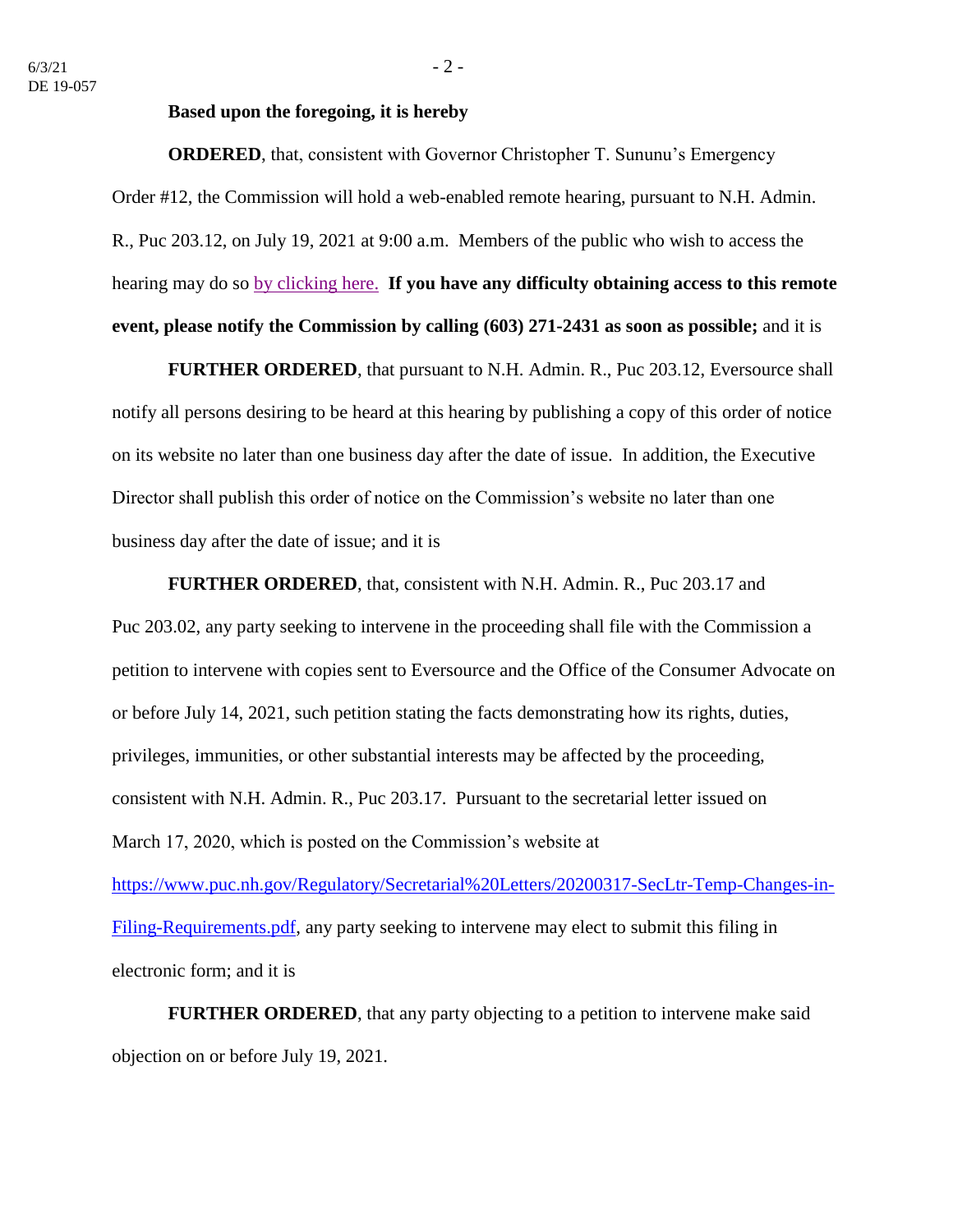**Based upon the foregoing, it is hereby**

**ORDERED**, that, consistent with Governor Christopher T. Sununu's Emergency Order #12, the Commission will hold a web-enabled remote hearing, pursuant to N.H. Admin. R., Puc 203.12, on July 19, 2021 at 9:00 a.m. Members of the public who wish to access the hearing may do so by clicking here. **If you have any difficulty obtaining access to this remote event, please notify the Commission by calling (603) 271-2431 as soon as possible;** and it is

**FURTHER ORDERED**, that pursuant to N.H. Admin. R., Puc 203.12, Eversource shall notify all persons desiring to be heard at this hearing by publishing a copy of this order of notice on its website no later than one business day after the date of issue. In addition, the Executive Director shall publish this order of notice on the Commission's website no later than one business day after the date of issue; and it is

**FURTHER ORDERED**, that, consistent with N.H. Admin. R., Puc 203.17 and Puc 203.02, any party seeking to intervene in the proceeding shall file with the Commission a petition to intervene with copies sent to Eversource and the Office of the Consumer Advocate on or before July 14, 2021, such petition stating the facts demonstrating how its rights, duties, privileges, immunities, or other substantial interests may be affected by the proceeding, consistent with N.H. Admin. R., Puc 203.17. Pursuant to the secretarial letter issued on March 17, 2020, which is posted on the Commission's website at https://www.puc.nh.gov/Regulatory/Secretarial%20Letters/20200317-SecLtr-Temp-Changes-in-Filing-Requirements.pdf, any party seeking to intervene may elect to submit this filing in electronic form; and it is

**FURTHER ORDERED**, that any party objecting to a petition to intervene make said objection on or before July 19, 2021.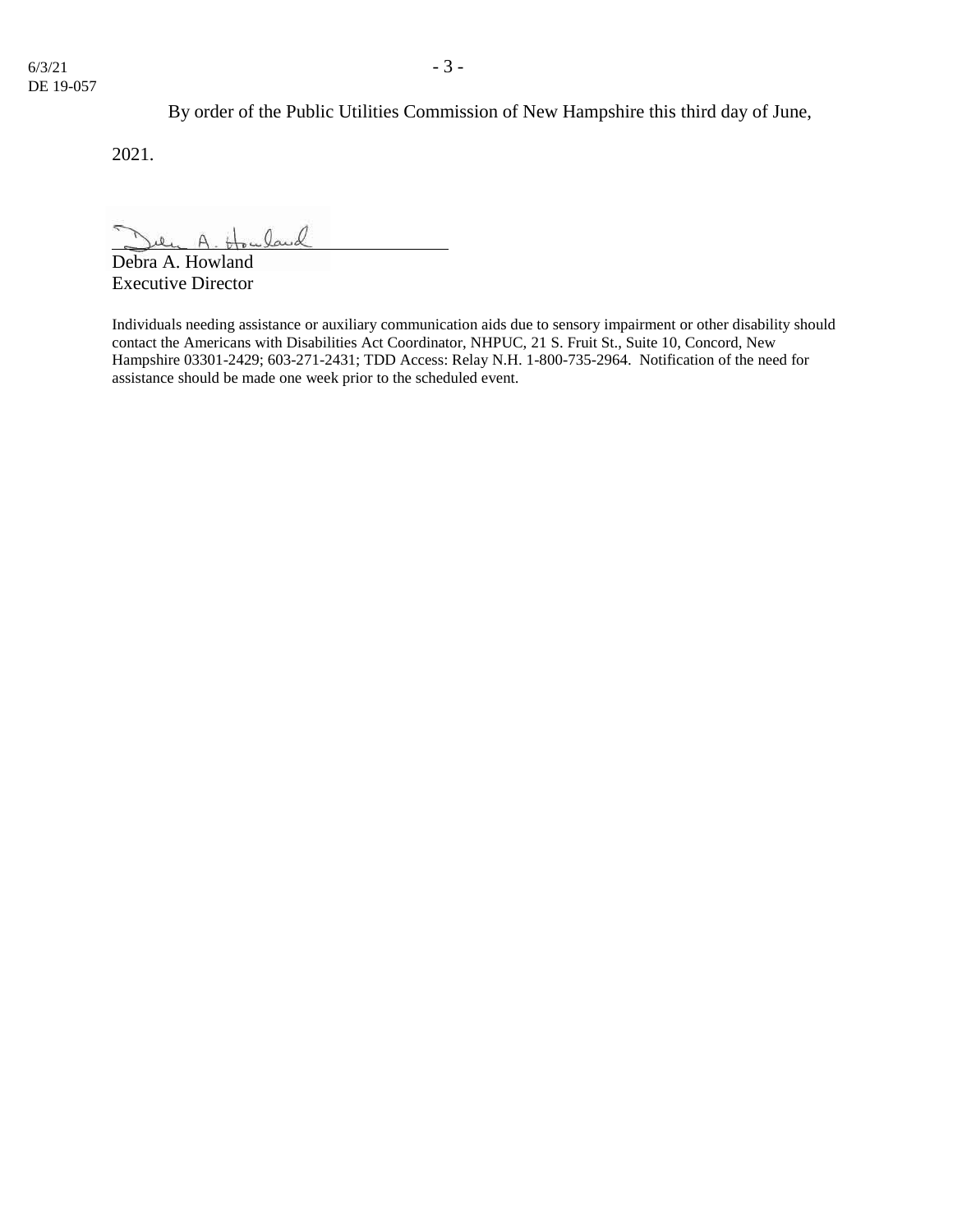By order of the Public Utilities Commission of New Hampshire this third day of June, 2021.

Debra A. Howland
Executive Director

Individuals needing assistance or auxiliary communication aids due to sensory impairment or other disability should contact the Americans with Disabilities Act Coordinator, NHPUC, 21 S. Fruit St., Suite 10, Concord, New Hampshire 03301-2429; 603-271-2431; TDD Access: Relay N.H. 1-800-735-2964. Notification of the need for assistance should be made one week prior to the scheduled event.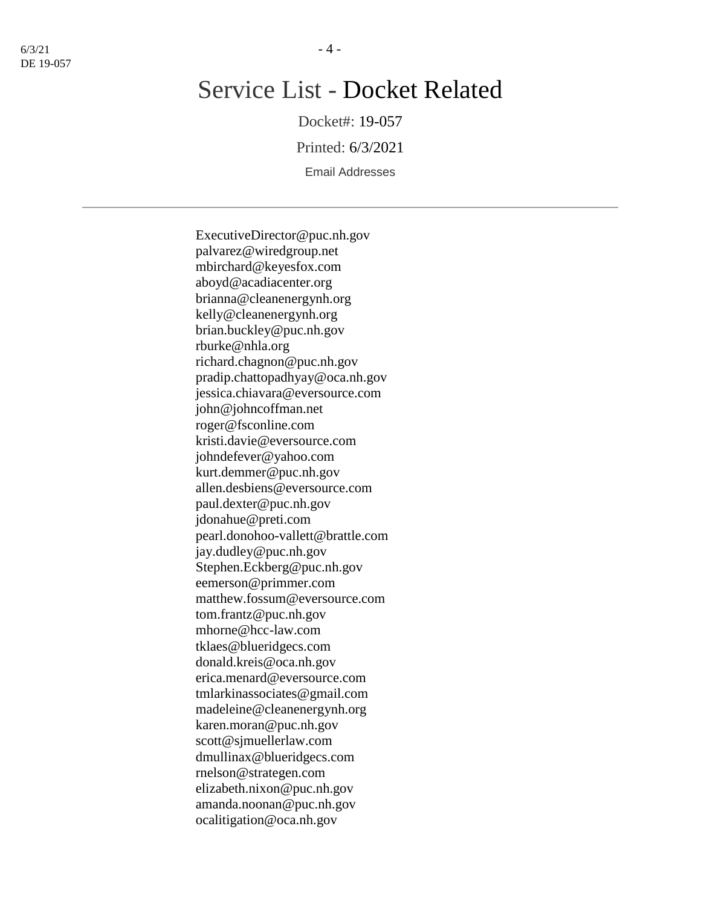# Service List - Docket Related

Docket#: 19-057

Printed: 6/3/2021

Email Addresses

---

ExecutiveDirector@puc.nh.gov
palvarez@wiredgroup.net
mbirchard@keyesfox.com
aboyd@acadiacenter.org
brianna@cleanenergynh.org
kelly@cleanenergynh.org
brian.buckley@puc.nh.gov
rburke@nhla.org
richard.chagnon@puc.nh.gov
pradip.chattopadhyay@oca.nh.gov
jessica.chiavara@eversource.com
john@johncoffman.net
roger@fsconline.com
kristi.davie@eversource.com
johndefever@yahoo.com
kurt.demmer@puc.nh.gov
allen.desbiens@eversource.com
paul.dexter@puc.nh.gov
jdonahue@preti.com
pearl.donohoo-vallett@brattle.com
jay.dudley@puc.nh.gov
Stephen.Eckberg@puc.nh.gov
eemerson@primmer.com
matthew.fossum@eversource.com
tom.frantz@puc.nh.gov
mhorne@hcc-law.com
tklaes@blueridgecs.com
donald.kreis@oca.nh.gov
erica.menard@eversource.com
tmlarkinassociates@gmail.com
madeleine@cleanenergynh.org
karen.moran@puc.nh.gov
scott@sjmuellerlaw.com
dmullinax@blueridgecs.com
rnelson@strategen.com
elizabeth.nixon@puc.nh.gov
amanda.noonan@puc.nh.gov
ocalitigation@oca.nh.gov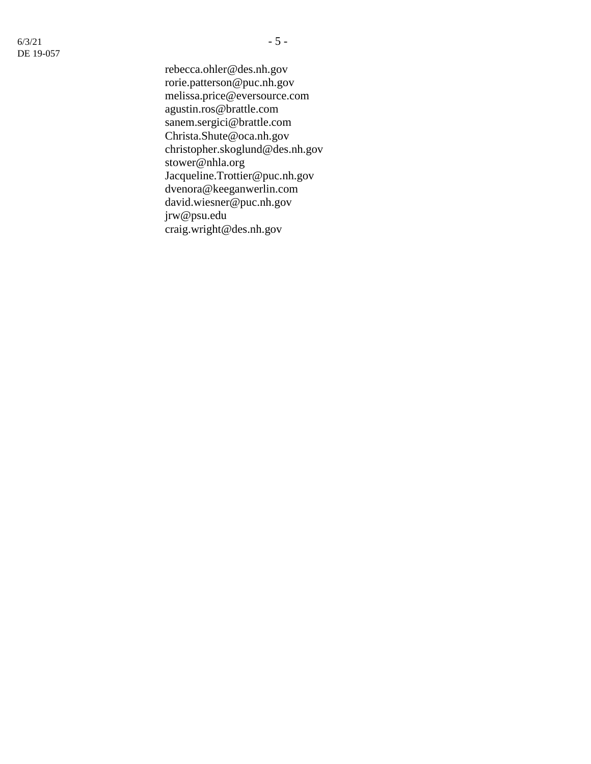rebecca.ohler@des.nh.gov
rorie.patterson@puc.nh.gov
melissa.price@eversource.com
agustin.ros@brattle.com
sanem.sergici@brattle.com
Christa.Shute@oca.nh.gov
christopher.skoglund@des.nh.gov
stower@nhla.org
Jacqueline.Trottier@puc.nh.gov
dvenora@keeganwerlin.com
david.wiesner@puc.nh.gov
jrw@psu.edu
craig.wright@des.nh.gov